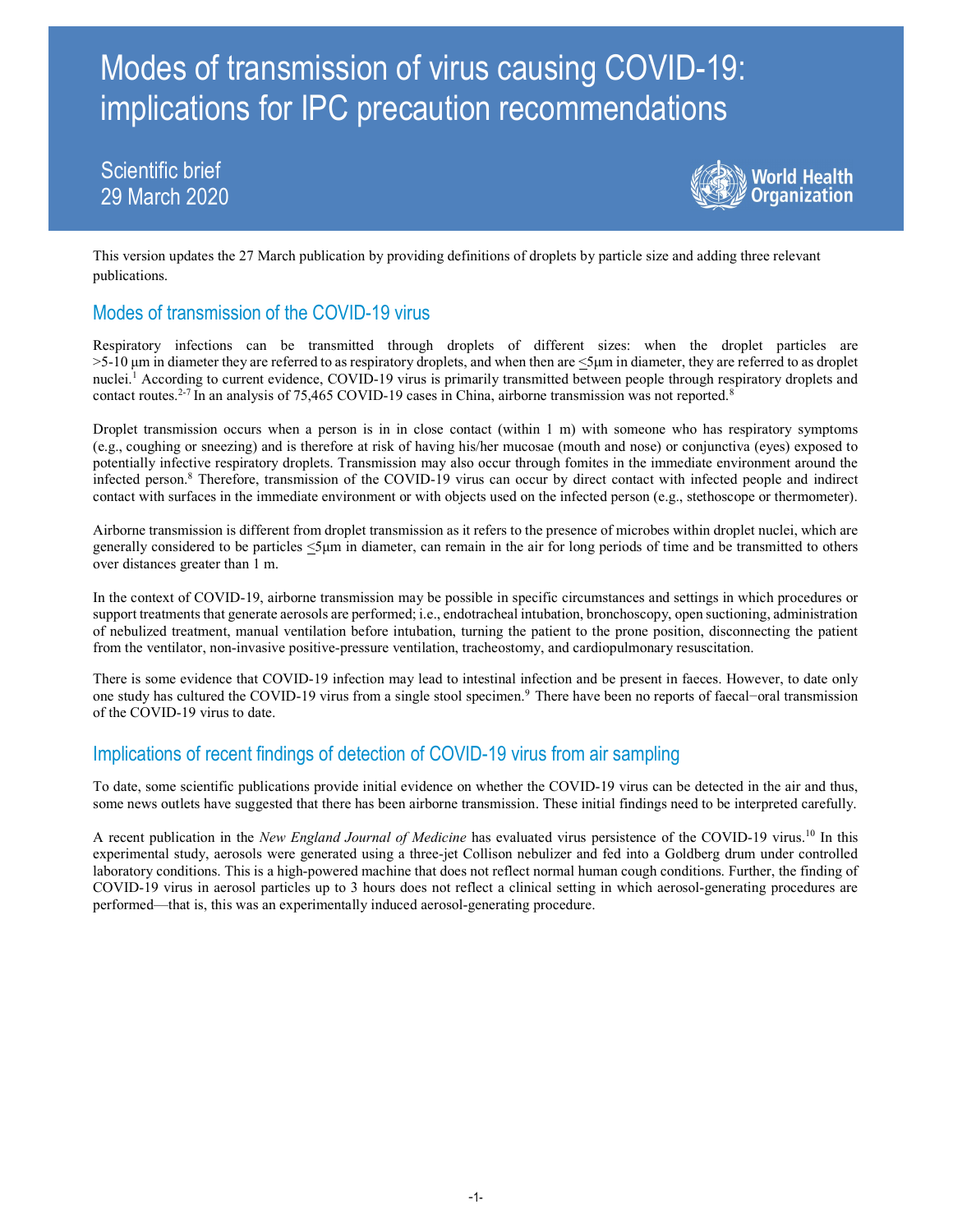# Modes of transmission of virus causing COVID-19: implications for IPC precaution recommendations

Scientific brief
29 March 2020

World Health Organization

This version updates the 27 March publication by providing definitions of droplets by particle size and adding three relevant publications.

## Modes of transmission of the COVID-19 virus

Respiratory infections can be transmitted through droplets of different sizes: when the droplet particles are >5-10 μm in diameter they are referred to as respiratory droplets, and when then are ≤5μm in diameter, they are referred to as droplet nuclei.[1] According to current evidence, COVID-19 virus is primarily transmitted between people through respiratory droplets and contact routes.[2-7] In an analysis of 75,465 COVID-19 cases in China, airborne transmission was not reported.[8]

Droplet transmission occurs when a person is in in close contact (within 1 m) with someone who has respiratory symptoms (e.g., coughing or sneezing) and is therefore at risk of having his/her mucosae (mouth and nose) or conjunctiva (eyes) exposed to potentially infective respiratory droplets. Transmission may also occur through fomites in the immediate environment around the infected person.[8] Therefore, transmission of the COVID-19 virus can occur by direct contact with infected people and indirect contact with surfaces in the immediate environment or with objects used on the infected person (e.g., stethoscope or thermometer).

Airborne transmission is different from droplet transmission as it refers to the presence of microbes within droplet nuclei, which are generally considered to be particles ≤5μm in diameter, can remain in the air for long periods of time and be transmitted to others over distances greater than 1 m.

In the context of COVID-19, airborne transmission may be possible in specific circumstances and settings in which procedures or support treatments that generate aerosols are performed; i.e., endotracheal intubation, bronchoscopy, open suctioning, administration of nebulized treatment, manual ventilation before intubation, turning the patient to the prone position, disconnecting the patient from the ventilator, non-invasive positive-pressure ventilation, tracheostomy, and cardiopulmonary resuscitation.

There is some evidence that COVID-19 infection may lead to intestinal infection and be present in faeces. However, to date only one study has cultured the COVID-19 virus from a single stool specimen.[9] There have been no reports of faecal−oral transmission of the COVID-19 virus to date.

## Implications of recent findings of detection of COVID-19 virus from air sampling

To date, some scientific publications provide initial evidence on whether the COVID-19 virus can be detected in the air and thus, some news outlets have suggested that there has been airborne transmission. These initial findings need to be interpreted carefully.

A recent publication in the *New England Journal of Medicine* has evaluated virus persistence of the COVID-19 virus.[10] In this experimental study, aerosols were generated using a three-jet Collison nebulizer and fed into a Goldberg drum under controlled laboratory conditions. This is a high-powered machine that does not reflect normal human cough conditions. Further, the finding of COVID-19 virus in aerosol particles up to 3 hours does not reflect a clinical setting in which aerosol-generating procedures are performed—that is, this was an experimentally induced aerosol-generating procedure.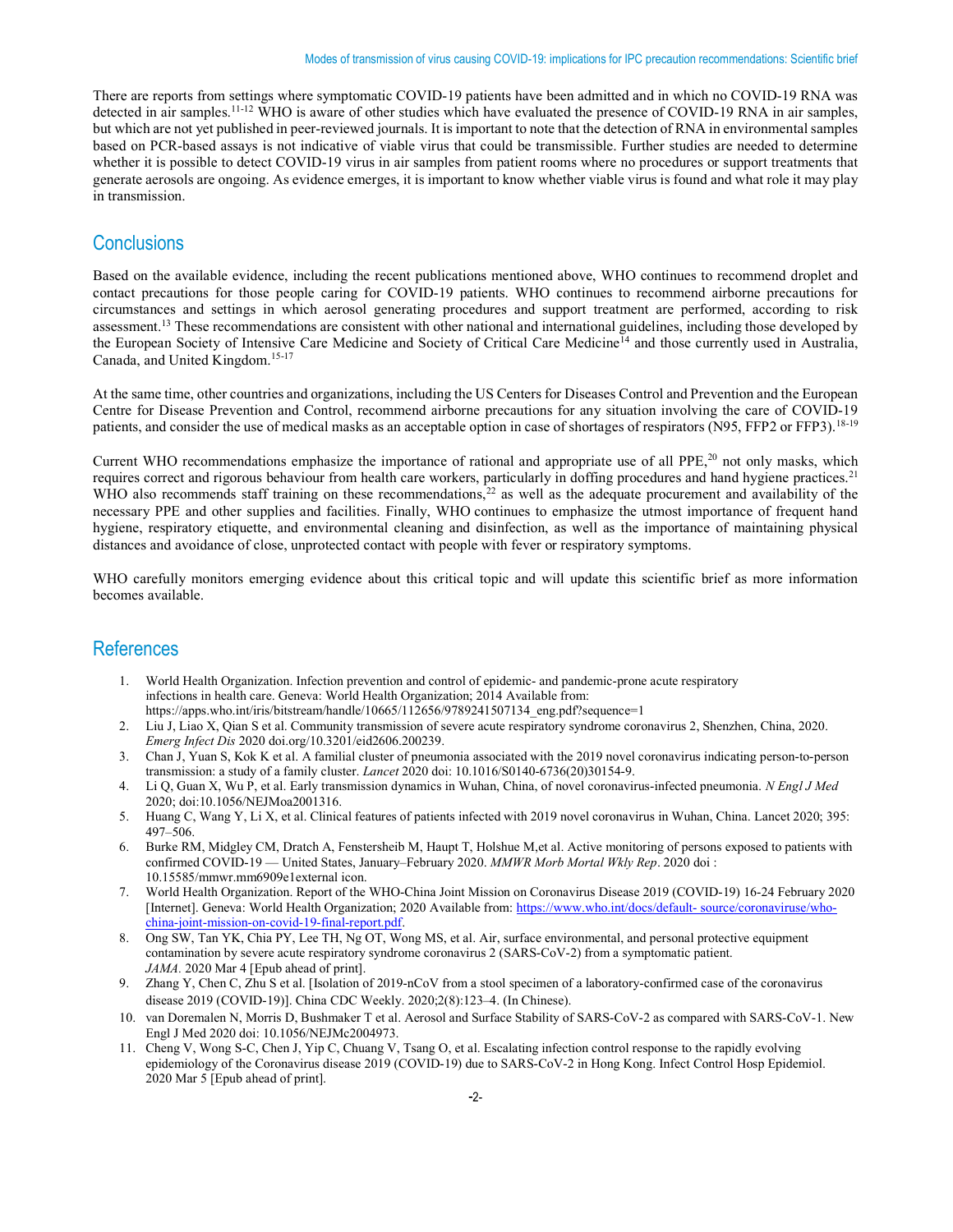There are reports from settings where symptomatic COVID-19 patients have been admitted and in which no COVID-19 RNA was detected in air samples.[11-12] WHO is aware of other studies which have evaluated the presence of COVID-19 RNA in air samples, but which are not yet published in peer-reviewed journals. It is important to note that the detection of RNA in environmental samples based on PCR-based assays is not indicative of viable virus that could be transmissible. Further studies are needed to determine whether it is possible to detect COVID-19 virus in air samples from patient rooms where no procedures or support treatments that generate aerosols are ongoing. As evidence emerges, it is important to know whether viable virus is found and what role it may play in transmission.

## Conclusions

Based on the available evidence, including the recent publications mentioned above, WHO continues to recommend droplet and contact precautions for those people caring for COVID-19 patients. WHO continues to recommend airborne precautions for circumstances and settings in which aerosol generating procedures and support treatment are performed, according to risk assessment.[13] These recommendations are consistent with other national and international guidelines, including those developed by the European Society of Intensive Care Medicine and Society of Critical Care Medicine[14] and those currently used in Australia, Canada, and United Kingdom.[15-17]

At the same time, other countries and organizations, including the US Centers for Diseases Control and Prevention and the European Centre for Disease Prevention and Control, recommend airborne precautions for any situation involving the care of COVID-19 patients, and consider the use of medical masks as an acceptable option in case of shortages of respirators (N95, FFP2 or FFP3).[18-19]

Current WHO recommendations emphasize the importance of rational and appropriate use of all PPE,[20] not only masks, which requires correct and rigorous behaviour from health care workers, particularly in doffing procedures and hand hygiene practices.[21] WHO also recommends staff training on these recommendations,[22] as well as the adequate procurement and availability of the necessary PPE and other supplies and facilities. Finally, WHO continues to emphasize the utmost importance of frequent hand hygiene, respiratory etiquette, and environmental cleaning and disinfection, as well as the importance of maintaining physical distances and avoidance of close, unprotected contact with people with fever or respiratory symptoms.

WHO carefully monitors emerging evidence about this critical topic and will update this scientific brief as more information becomes available.

## References

1. World Health Organization. Infection prevention and control of epidemic- and pandemic-prone acute respiratory infections in health care. Geneva: World Health Organization; 2014 Available from: https://apps.who.int/iris/bitstream/handle/10665/112656/9789241507134_eng.pdf?sequence=1
2. Liu J, Liao X, Qian S et al. Community transmission of severe acute respiratory syndrome coronavirus 2, Shenzhen, China, 2020. *Emerg Infect Dis* 2020 doi.org/10.3201/eid2606.200239.
3. Chan J, Yuan S, Kok K et al. A familial cluster of pneumonia associated with the 2019 novel coronavirus indicating person-to-person transmission: a study of a family cluster. *Lancet* 2020 doi: 10.1016/S0140-6736(20)30154-9.
4. Li Q, Guan X, Wu P, et al. Early transmission dynamics in Wuhan, China, of novel coronavirus-infected pneumonia. *N Engl J Med* 2020; doi:10.1056/NEJMoa2001316.
5. Huang C, Wang Y, Li X, et al. Clinical features of patients infected with 2019 novel coronavirus in Wuhan, China. Lancet 2020; 395: 497–506.
6. Burke RM, Midgley CM, Dratch A, Fenstersheib M, Haupt T, Holshue M,et al. Active monitoring of persons exposed to patients with confirmed COVID-19 — United States, January–February 2020. *MMWR Morb Mortal Wkly Rep*. 2020 doi : 10.15585/mmwr.mm6909e1external icon.
7. World Health Organization. Report of the WHO-China Joint Mission on Coronavirus Disease 2019 (COVID-19) 16-24 February 2020 [Internet]. Geneva: World Health Organization; 2020 Available from: https://www.who.int/docs/default- source/coronaviruse/who-china-joint-mission-on-covid-19-final-report.pdf.
8. Ong SW, Tan YK, Chia PY, Lee TH, Ng OT, Wong MS, et al. Air, surface environmental, and personal protective equipment contamination by severe acute respiratory syndrome coronavirus 2 (SARS-CoV-2) from a symptomatic patient. *JAMA*. 2020 Mar 4 [Epub ahead of print].
9. Zhang Y, Chen C, Zhu S et al. [Isolation of 2019-nCoV from a stool specimen of a laboratory-confirmed case of the coronavirus disease 2019 (COVID-19)]. China CDC Weekly. 2020;2(8):123–4. (In Chinese).
10. van Doremalen N, Morris D, Bushmaker T et al. Aerosol and Surface Stability of SARS-CoV-2 as compared with SARS-CoV-1. New Engl J Med 2020 doi: 10.1056/NEJMc2004973.
11. Cheng V, Wong S-C, Chen J, Yip C, Chuang V, Tsang O, et al. Escalating infection control response to the rapidly evolving epidemiology of the Coronavirus disease 2019 (COVID-19) due to SARS-CoV-2 in Hong Kong. Infect Control Hosp Epidemiol. 2020 Mar 5 [Epub ahead of print].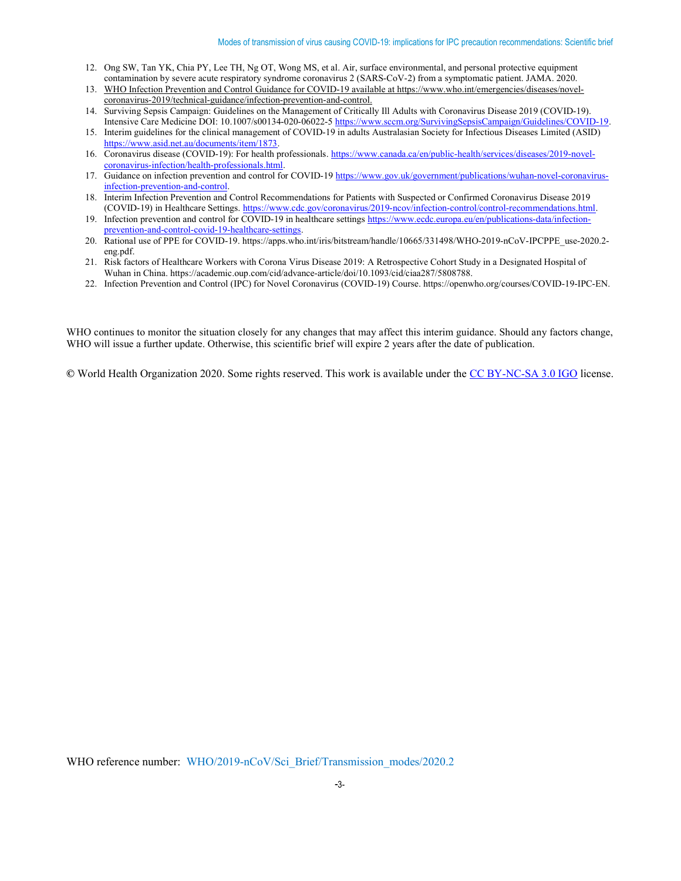12. Ong SW, Tan YK, Chia PY, Lee TH, Ng OT, Wong MS, et al. Air, surface environmental, and personal protective equipment contamination by severe acute respiratory syndrome coronavirus 2 (SARS-CoV-2) from a symptomatic patient. JAMA. 2020.
13. WHO Infection Prevention and Control Guidance for COVID-19 available at https://www.who.int/emergencies/diseases/novel-coronavirus-2019/technical-guidance/infection-prevention-and-control.
14. Surviving Sepsis Campaign: Guidelines on the Management of Critically Ill Adults with Coronavirus Disease 2019 (COVID-19). Intensive Care Medicine DOI: 10.1007/s00134-020-06022-5 https://www.sccm.org/SurvivingSepsisCampaign/Guidelines/COVID-19.
15. Interim guidelines for the clinical management of COVID-19 in adults Australasian Society for Infectious Diseases Limited (ASID) https://www.asid.net.au/documents/item/1873.
16. Coronavirus disease (COVID-19): For health professionals. https://www.canada.ca/en/public-health/services/diseases/2019-novel-coronavirus-infection/health-professionals.html.
17. Guidance on infection prevention and control for COVID-19 https://www.gov.uk/government/publications/wuhan-novel-coronavirus-infection-prevention-and-control.
18. Interim Infection Prevention and Control Recommendations for Patients with Suspected or Confirmed Coronavirus Disease 2019 (COVID-19) in Healthcare Settings. https://www.cdc.gov/coronavirus/2019-ncov/infection-control/control-recommendations.html.
19. Infection prevention and control for COVID-19 in healthcare settings https://www.ecdc.europa.eu/en/publications-data/infection-prevention-and-control-covid-19-healthcare-settings.
20. Rational use of PPE for COVID-19. https://apps.who.int/iris/bitstream/handle/10665/331498/WHO-2019-nCoV-IPCPPE_use-2020.2-eng.pdf.
21. Risk factors of Healthcare Workers with Corona Virus Disease 2019: A Retrospective Cohort Study in a Designated Hospital of Wuhan in China. https://academic.oup.com/cid/advance-article/doi/10.1093/cid/ciaa287/5808788.
22. Infection Prevention and Control (IPC) for Novel Coronavirus (COVID-19) Course. https://openwho.org/courses/COVID-19-IPC-EN.

WHO continues to monitor the situation closely for any changes that may affect this interim guidance. Should any factors change, WHO will issue a further update. Otherwise, this scientific brief will expire 2 years after the date of publication.

© World Health Organization 2020. Some rights reserved. This work is available under the CC BY-NC-SA 3.0 IGO license.

WHO reference number: WHO/2019-nCoV/Sci_Brief/Transmission_modes/2020.2